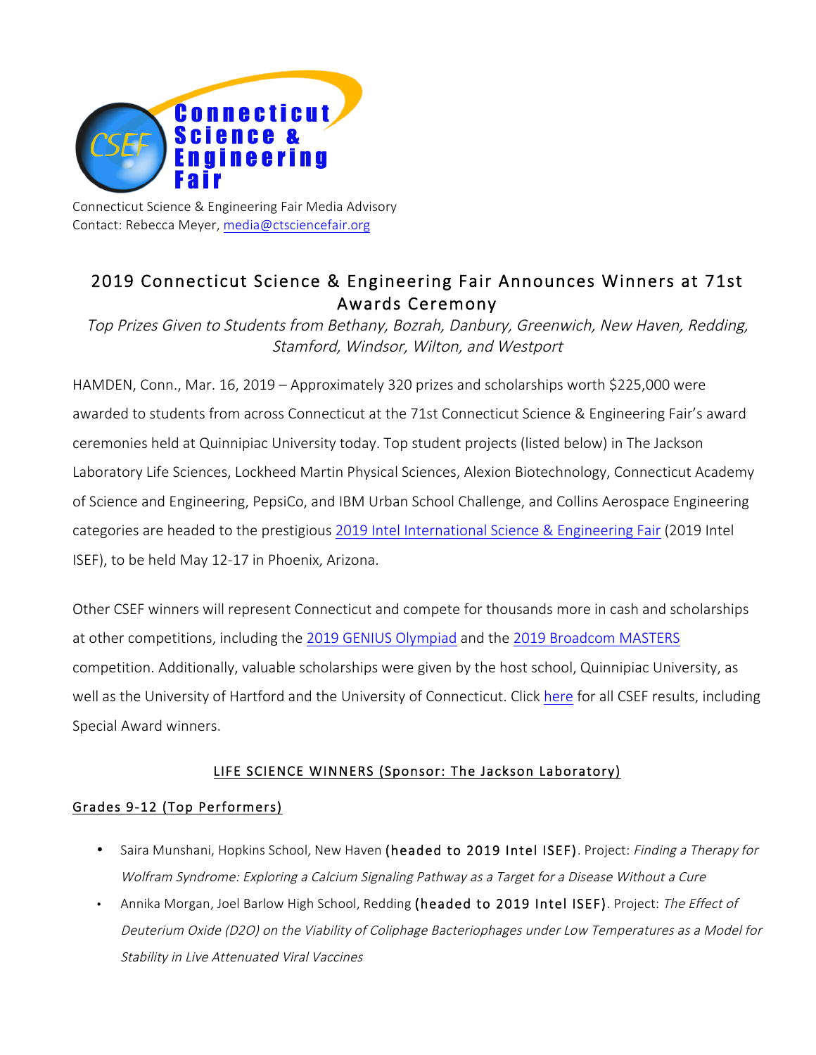Connecticut Science & Engineering Fair Media Advisory
Contact: Rebecca Meyer, media@ctsciencefair.org

# 2019 Connecticut Science & Engineering Fair Announces Winners at 71st Awards Ceremony

*Top Prizes Given to Students from Bethany, Bozrah, Danbury, Greenwich, New Haven, Redding, Stamford, Windsor, Wilton, and Westport*

HAMDEN, Conn., Mar. 16, 2019 – Approximately 320 prizes and scholarships worth $225,000 were awarded to students from across Connecticut at the 71st Connecticut Science & Engineering Fair's award ceremonies held at Quinnipiac University today. Top student projects (listed below) in The Jackson Laboratory Life Sciences, Lockheed Martin Physical Sciences, Alexion Biotechnology, Connecticut Academy of Science and Engineering, PepsiCo, and IBM Urban School Challenge, and Collins Aerospace Engineering categories are headed to the prestigious 2019 Intel International Science & Engineering Fair (2019 Intel ISEF), to be held May 12-17 in Phoenix, Arizona.

Other CSEF winners will represent Connecticut and compete for thousands more in cash and scholarships at other competitions, including the 2019 GENIUS Olympiad and the 2019 Broadcom MASTERS competition. Additionally, valuable scholarships were given by the host school, Quinnipiac University, as well as the University of Hartford and the University of Connecticut. Click here for all CSEF results, including Special Award winners.

## LIFE SCIENCE WINNERS (Sponsor: The Jackson Laboratory)

### Grades 9-12 (Top Performers)

- Saira Munshani, Hopkins School, New Haven **(headed to 2019 Intel ISEF)**. Project: *Finding a Therapy for Wolfram Syndrome: Exploring a Calcium Signaling Pathway as a Target for a Disease Without a Cure*
- Annika Morgan, Joel Barlow High School, Redding **(headed to 2019 Intel ISEF)**. Project: *The Effect of Deuterium Oxide (D2O) on the Viability of Coliphage Bacteriophages under Low Temperatures as a Model for Stability in Live Attenuated Viral Vaccines*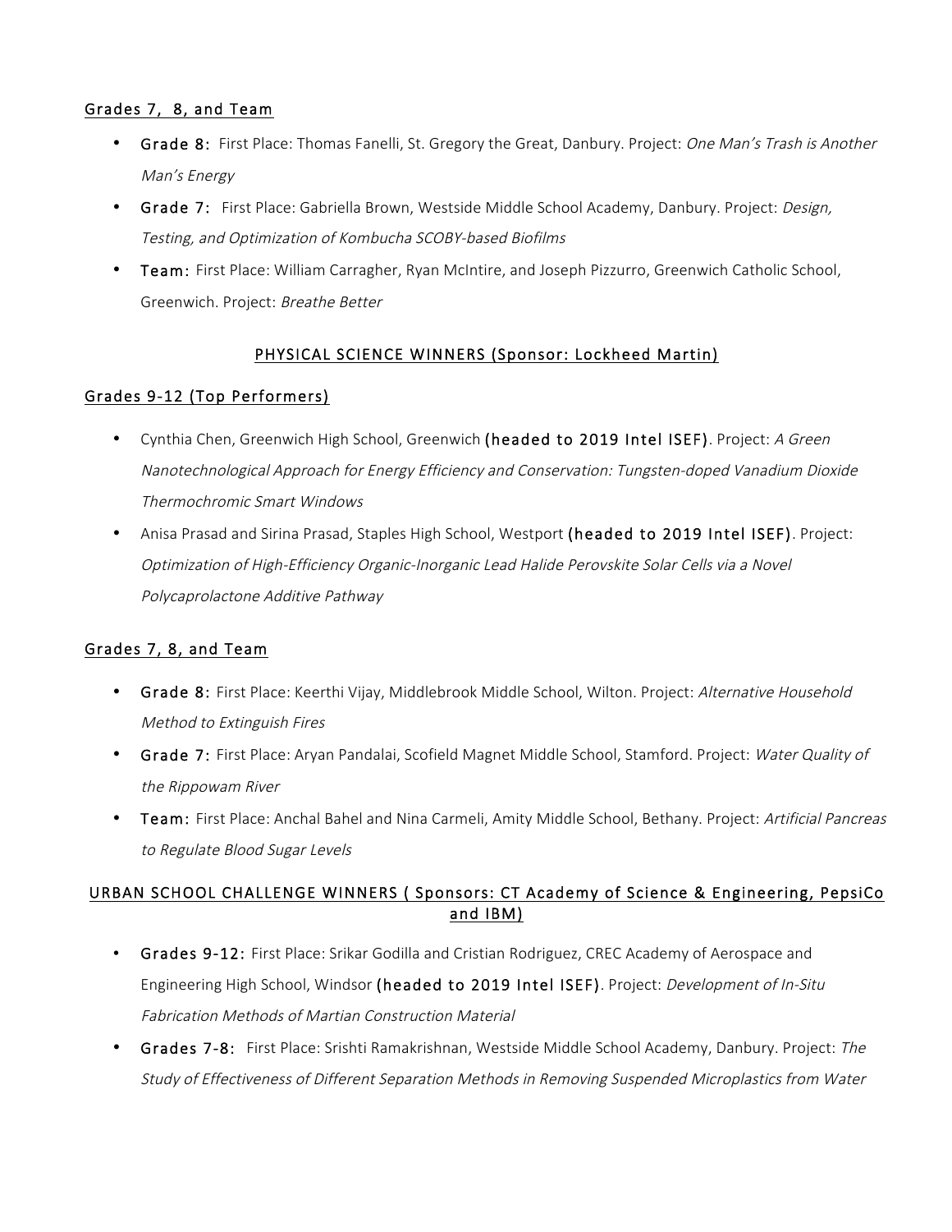## Grades 7, 8, and Team

- **Grade 8:** First Place: Thomas Fanelli, St. Gregory the Great, Danbury. Project: *One Man's Trash is Another Man's Energy*
- **Grade 7:** First Place: Gabriella Brown, Westside Middle School Academy, Danbury. Project: *Design, Testing, and Optimization of Kombucha SCOBY-based Biofilms*
- **Team:** First Place: William Carragher, Ryan McIntire, and Joseph Pizzurro, Greenwich Catholic School, Greenwich. Project: *Breathe Better*

## PHYSICAL SCIENCE WINNERS (Sponsor: Lockheed Martin)

## Grades 9-12 (Top Performers)

- Cynthia Chen, Greenwich High School, Greenwich **(headed to 2019 Intel ISEF)**. Project: *A Green Nanotechnological Approach for Energy Efficiency and Conservation: Tungsten-doped Vanadium Dioxide Thermochromic Smart Windows*
- Anisa Prasad and Sirina Prasad, Staples High School, Westport **(headed to 2019 Intel ISEF)**. Project: *Optimization of High-Efficiency Organic-Inorganic Lead Halide Perovskite Solar Cells via a Novel Polycaprolactone Additive Pathway*

## Grades 7, 8, and Team

- **Grade 8:** First Place: Keerthi Vijay, Middlebrook Middle School, Wilton. Project: *Alternative Household Method to Extinguish Fires*
- **Grade 7:** First Place: Aryan Pandalai, Scofield Magnet Middle School, Stamford. Project: *Water Quality of the Rippowam River*
- **Team:** First Place: Anchal Bahel and Nina Carmeli, Amity Middle School, Bethany. Project: *Artificial Pancreas to Regulate Blood Sugar Levels*

## URBAN SCHOOL CHALLENGE WINNERS ( Sponsors: CT Academy of Science & Engineering, PepsiCo and IBM)

- **Grades 9-12:** First Place: Srikar Godilla and Cristian Rodriguez, CREC Academy of Aerospace and Engineering High School, Windsor **(headed to 2019 Intel ISEF)**. Project: *Development of In-Situ Fabrication Methods of Martian Construction Material*
- **Grades 7-8:** First Place: Srishti Ramakrishnan, Westside Middle School Academy, Danbury. Project: *The Study of Effectiveness of Different Separation Methods in Removing Suspended Microplastics from Water*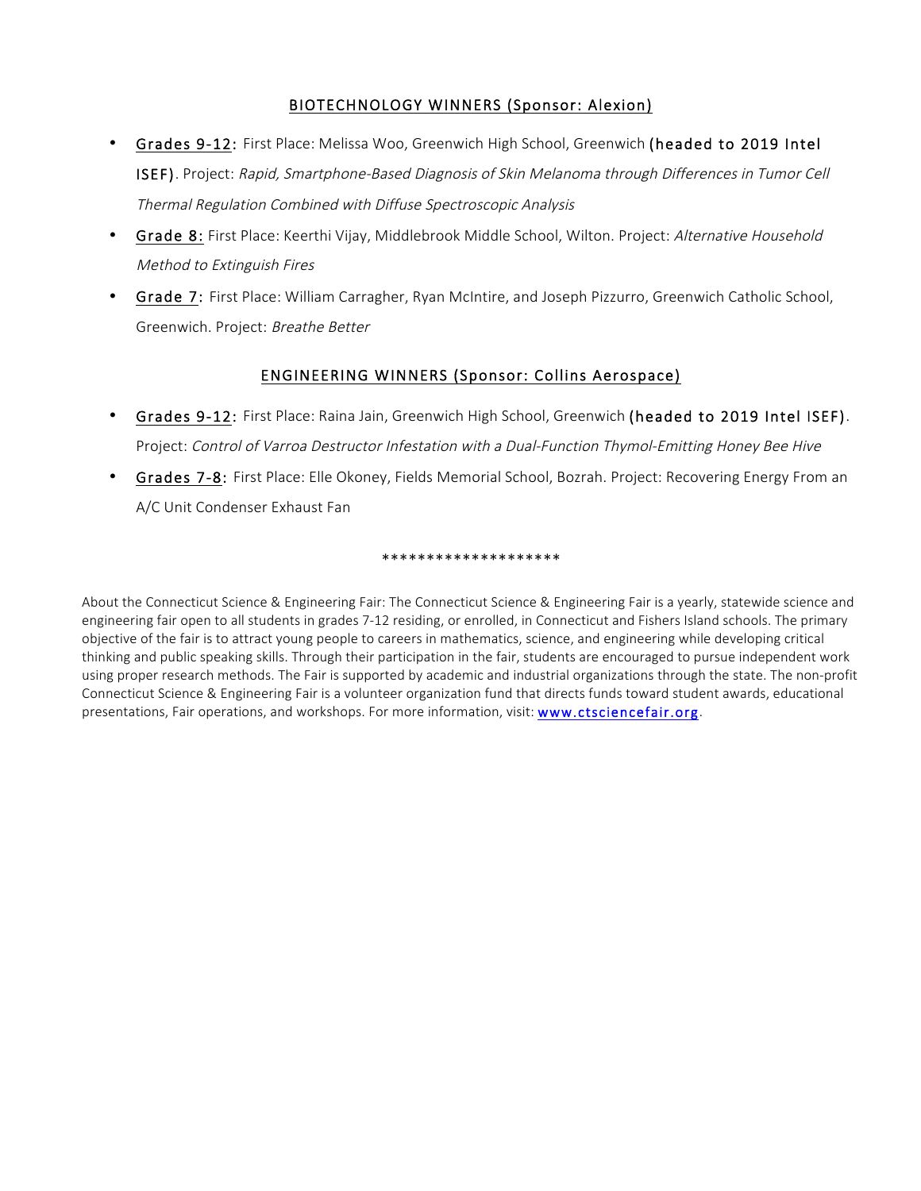## BIOTECHNOLOGY WINNERS (Sponsor: Alexion)

- Grades 9-12: First Place: Melissa Woo, Greenwich High School, Greenwich **(headed to 2019 Intel ISEF)**. Project: *Rapid, Smartphone-Based Diagnosis of Skin Melanoma through Differences in Tumor Cell Thermal Regulation Combined with Diffuse Spectroscopic Analysis*
- Grade 8: First Place: Keerthi Vijay, Middlebrook Middle School, Wilton. Project: *Alternative Household Method to Extinguish Fires*
- Grade 7: First Place: William Carragher, Ryan McIntire, and Joseph Pizzurro, Greenwich Catholic School, Greenwich. Project: *Breathe Better*

## ENGINEERING WINNERS (Sponsor: Collins Aerospace)

- Grades 9-12: First Place: Raina Jain, Greenwich High School, Greenwich **(headed to 2019 Intel ISEF)**. Project: *Control of Varroa Destructor Infestation with a Dual-Function Thymol-Emitting Honey Bee Hive*
- Grades 7-8: First Place: Elle Okoney, Fields Memorial School, Bozrah. Project: Recovering Energy From an A/C Unit Condenser Exhaust Fan

********************

About the Connecticut Science & Engineering Fair: The Connecticut Science & Engineering Fair is a yearly, statewide science and engineering fair open to all students in grades 7-12 residing, or enrolled, in Connecticut and Fishers Island schools. The primary objective of the fair is to attract young people to careers in mathematics, science, and engineering while developing critical thinking and public speaking skills. Through their participation in the fair, students are encouraged to pursue independent work using proper research methods. The Fair is supported by academic and industrial organizations through the state. The non-profit Connecticut Science & Engineering Fair is a volunteer organization fund that directs funds toward student awards, educational presentations, Fair operations, and workshops. For more information, visit: [www.ctsciencefair.org](http://www.ctsciencefair.org).